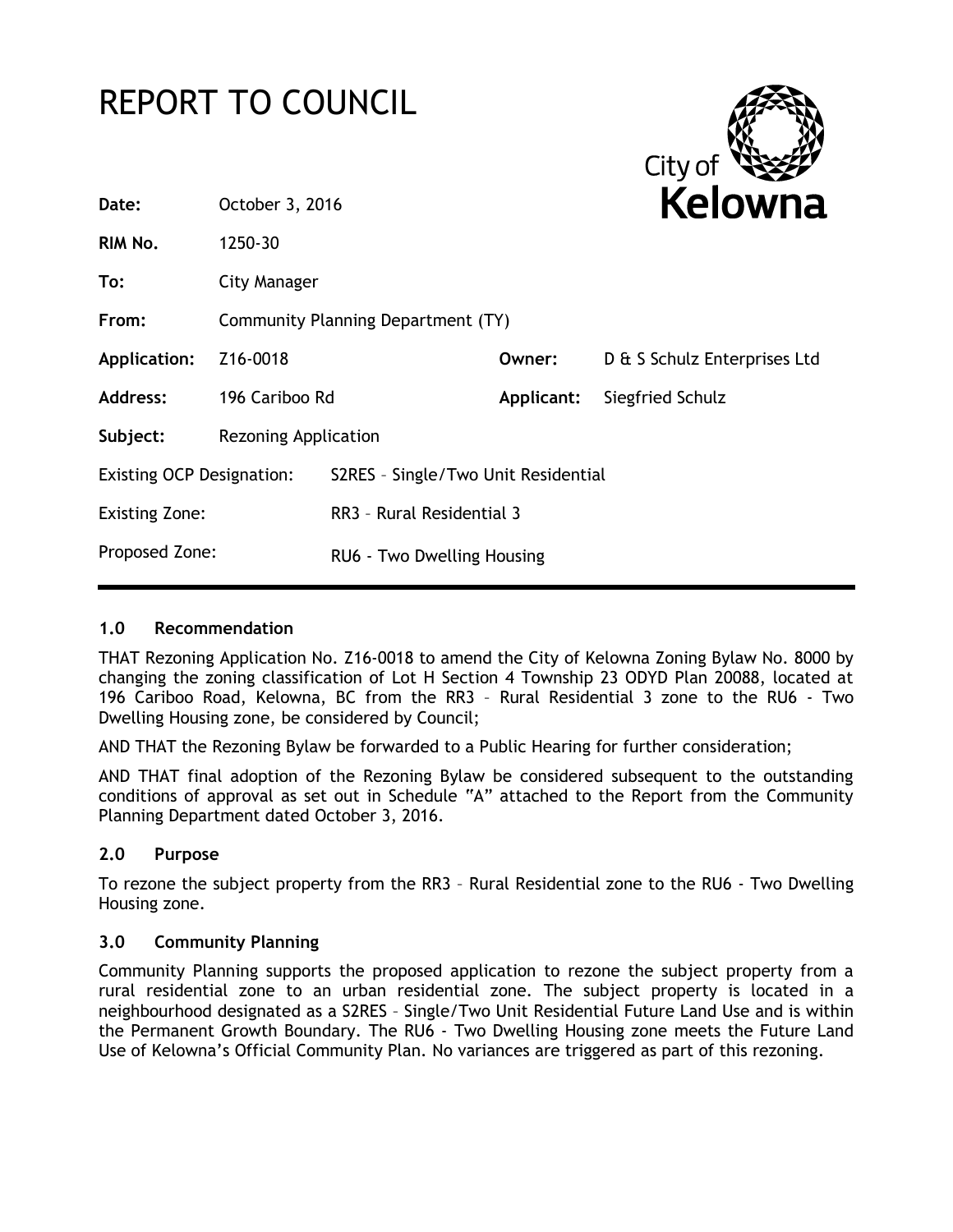# REPORT TO COUNCIL

City of Kelowna

| | | | |
|---|---|---|---|
| **Date:** | October 3, 2016 | | |
| **RIM No.** | 1250-30 | | |
| **To:** | City Manager | | |
| **From:** | Community Planning Department (TY) | | |
| **Application:** | Z16-0018 | **Owner:** | D & S Schulz Enterprises Ltd |
| **Address:** | 196 Cariboo Rd | **Applicant:** | Siegfried Schulz |
| **Subject:** | Rezoning Application | | |

| | |
|---|---|
| Existing OCP Designation: | S2RES – Single/Two Unit Residential |
| Existing Zone: | RR3 – Rural Residential 3 |
| Proposed Zone: | RU6 - Two Dwelling Housing |

## 1.0 Recommendation

THAT Rezoning Application No. Z16-0018 to amend the City of Kelowna Zoning Bylaw No. 8000 by changing the zoning classification of Lot H Section 4 Township 23 ODYD Plan 20088, located at 196 Cariboo Road, Kelowna, BC from the RR3 – Rural Residential 3 zone to the RU6 - Two Dwelling Housing zone, be considered by Council;

AND THAT the Rezoning Bylaw be forwarded to a Public Hearing for further consideration;

AND THAT final adoption of the Rezoning Bylaw be considered subsequent to the outstanding conditions of approval as set out in Schedule "A" attached to the Report from the Community Planning Department dated October 3, 2016.

## 2.0 Purpose

To rezone the subject property from the RR3 – Rural Residential zone to the RU6 - Two Dwelling Housing zone.

## 3.0 Community Planning

Community Planning supports the proposed application to rezone the subject property from a rural residential zone to an urban residential zone. The subject property is located in a neighbourhood designated as a S2RES – Single/Two Unit Residential Future Land Use and is within the Permanent Growth Boundary. The RU6 - Two Dwelling Housing zone meets the Future Land Use of Kelowna's Official Community Plan. No variances are triggered as part of this rezoning.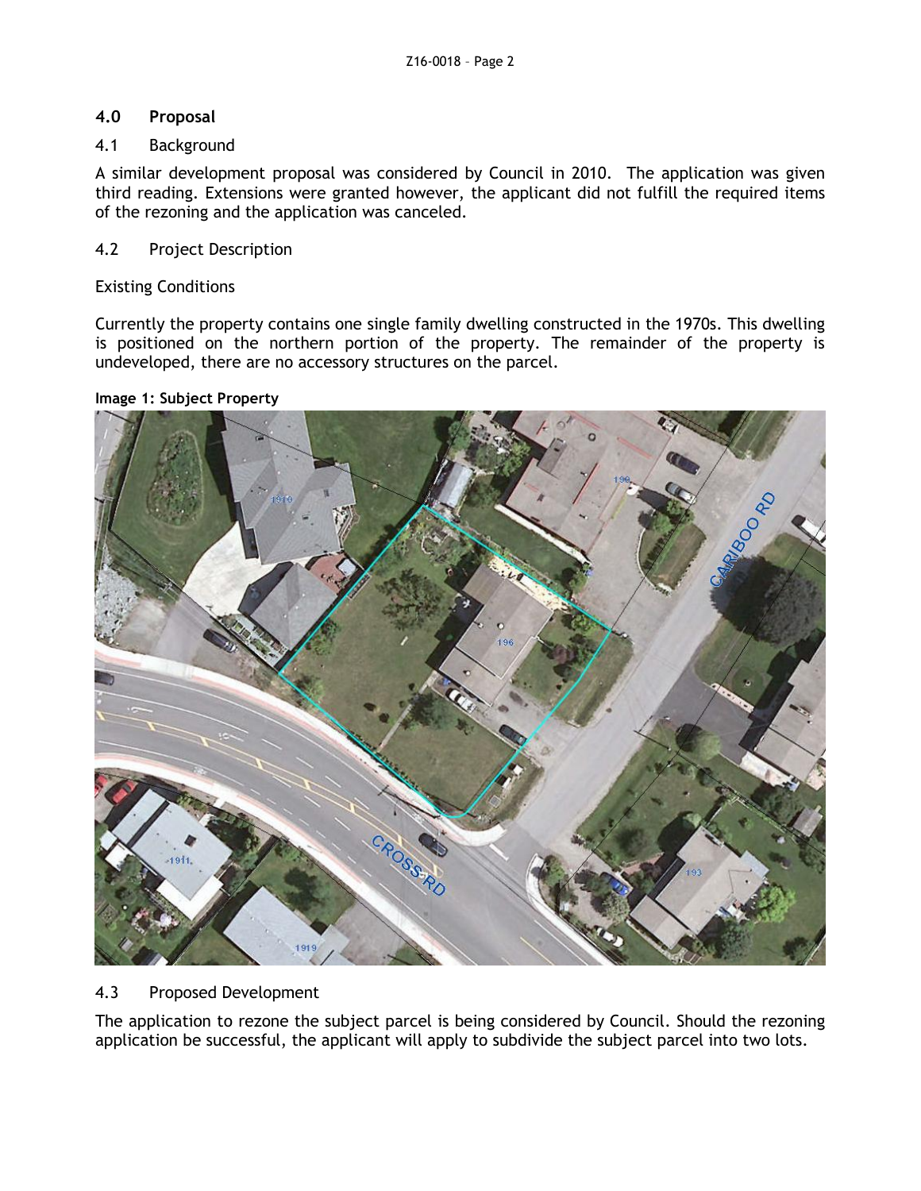## 4.0 Proposal

### 4.1 Background

A similar development proposal was considered by Council in 2010. The application was given third reading. Extensions were granted however, the applicant did not fulfill the required items of the rezoning and the application was canceled.

### 4.2 Project Description

Existing Conditions

Currently the property contains one single family dwelling constructed in the 1970s. This dwelling is positioned on the northern portion of the property. The remainder of the property is undeveloped, there are no accessory structures on the parcel.

**Image 1: Subject Property**

### 4.3 Proposed Development

The application to rezone the subject parcel is being considered by Council. Should the rezoning application be successful, the applicant will apply to subdivide the subject parcel into two lots.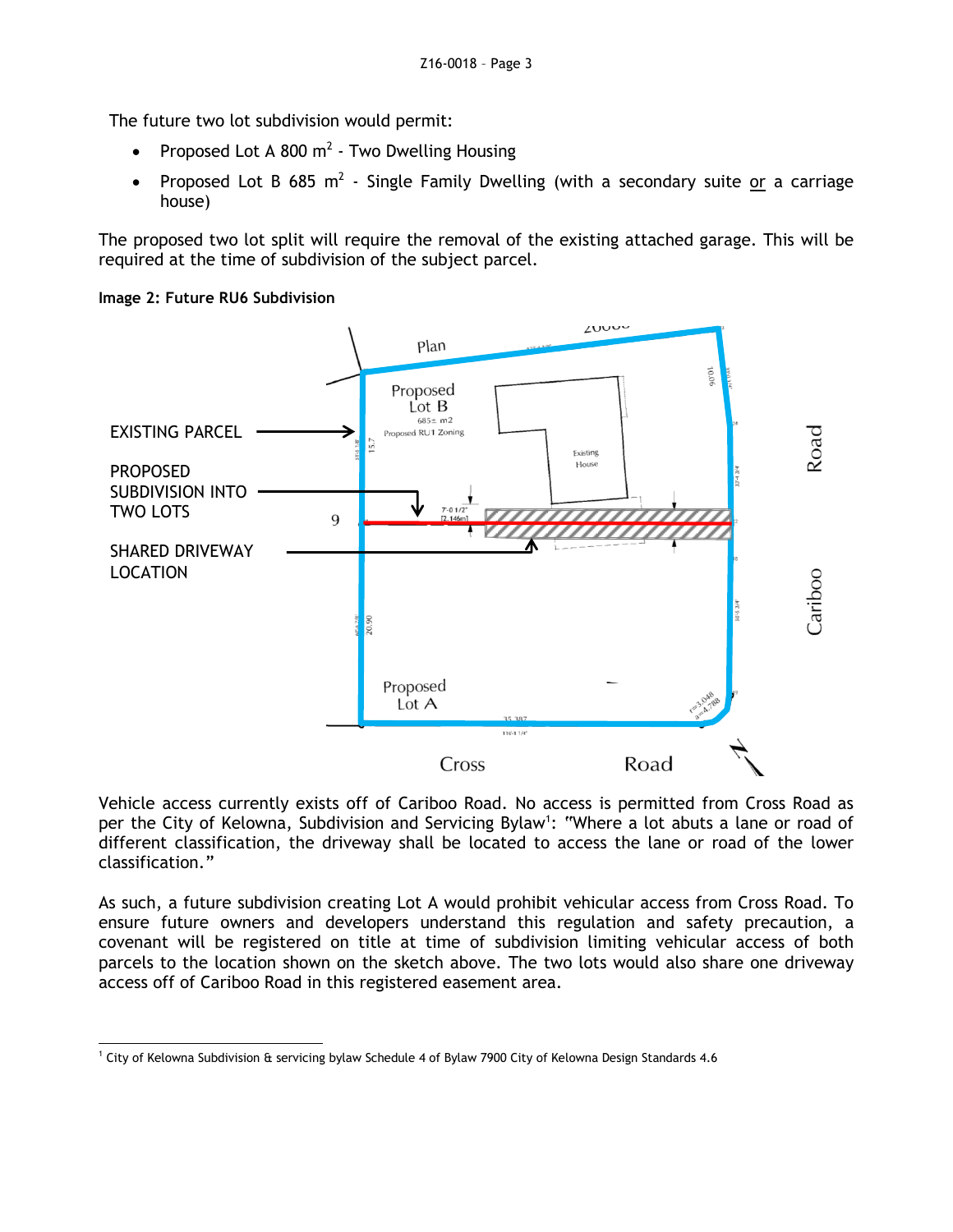The future two lot subdivision would permit:

- Proposed Lot A 800 m$^2$ - Two Dwelling Housing
- Proposed Lot B 685 m$^2$ - Single Family Dwelling (with a secondary suite or a carriage house)

The proposed two lot split will require the removal of the existing attached garage. This will be required at the time of subdivision of the subject parcel.

**Image 2: Future RU6 Subdivision**

EXISTING PARCEL

PROPOSED SUBDIVISION INTO TWO LOTS

SHARED DRIVEWAY LOCATION

Vehicle access currently exists off of Cariboo Road. No access is permitted from Cross Road as per the City of Kelowna, Subdivision and Servicing Bylaw[1]: "Where a lot abuts a lane or road of different classification, the driveway shall be located to access the lane or road of the lower classification."

As such, a future subdivision creating Lot A would prohibit vehicular access from Cross Road. To ensure future owners and developers understand this regulation and safety precaution, a covenant will be registered on title at time of subdivision limiting vehicular access of both parcels to the location shown on the sketch above. The two lots would also share one driveway access off of Cariboo Road in this registered easement area.

[1] City of Kelowna Subdivision & servicing bylaw Schedule 4 of Bylaw 7900 City of Kelowna Design Standards 4.6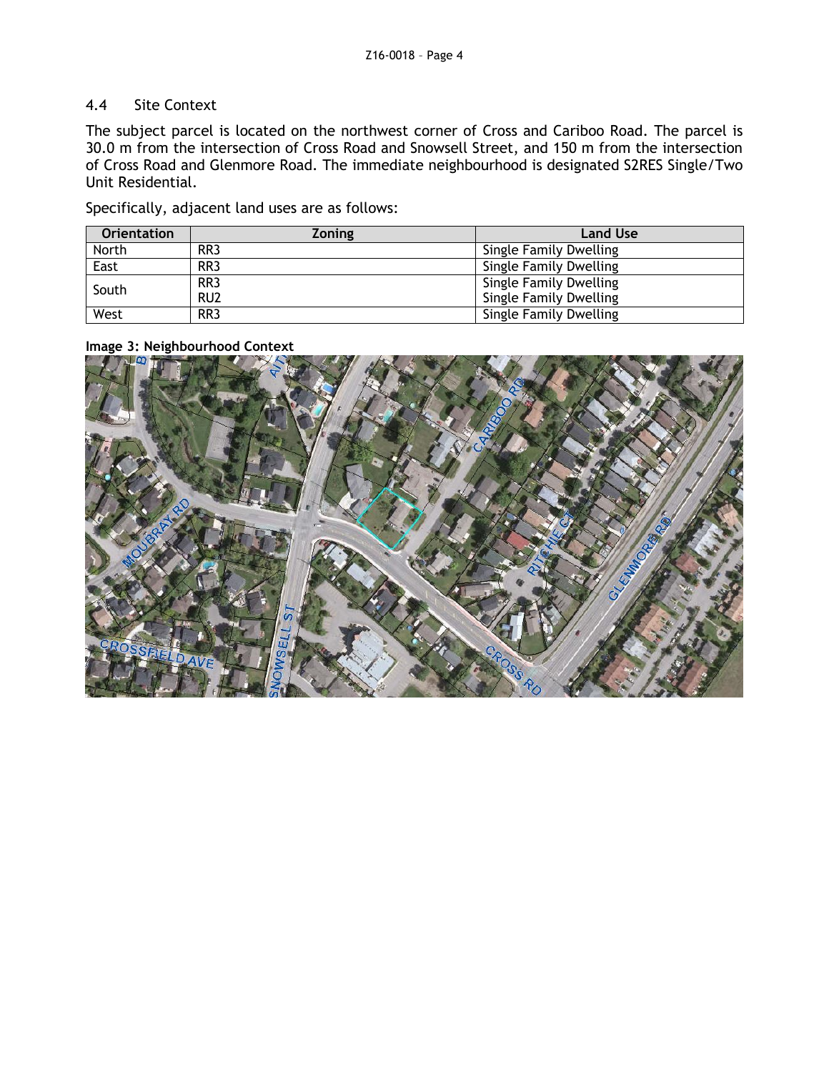## 4.4 Site Context

The subject parcel is located on the northwest corner of Cross and Cariboo Road. The parcel is 30.0 m from the intersection of Cross Road and Snowsell Street, and 150 m from the intersection of Cross Road and Glenmore Road. The immediate neighbourhood is designated S2RES Single/Two Unit Residential.

Specifically, adjacent land uses are as follows:

| Orientation | Zoning | Land Use |
|---|---|---|
| North | RR3 | Single Family Dwelling |
| East | RR3 | Single Family Dwelling |
| South | RR3<br>RU2 | Single Family Dwelling<br>Single Family Dwelling |
| West | RR3 | Single Family Dwelling |

**Image 3: Neighbourhood Context**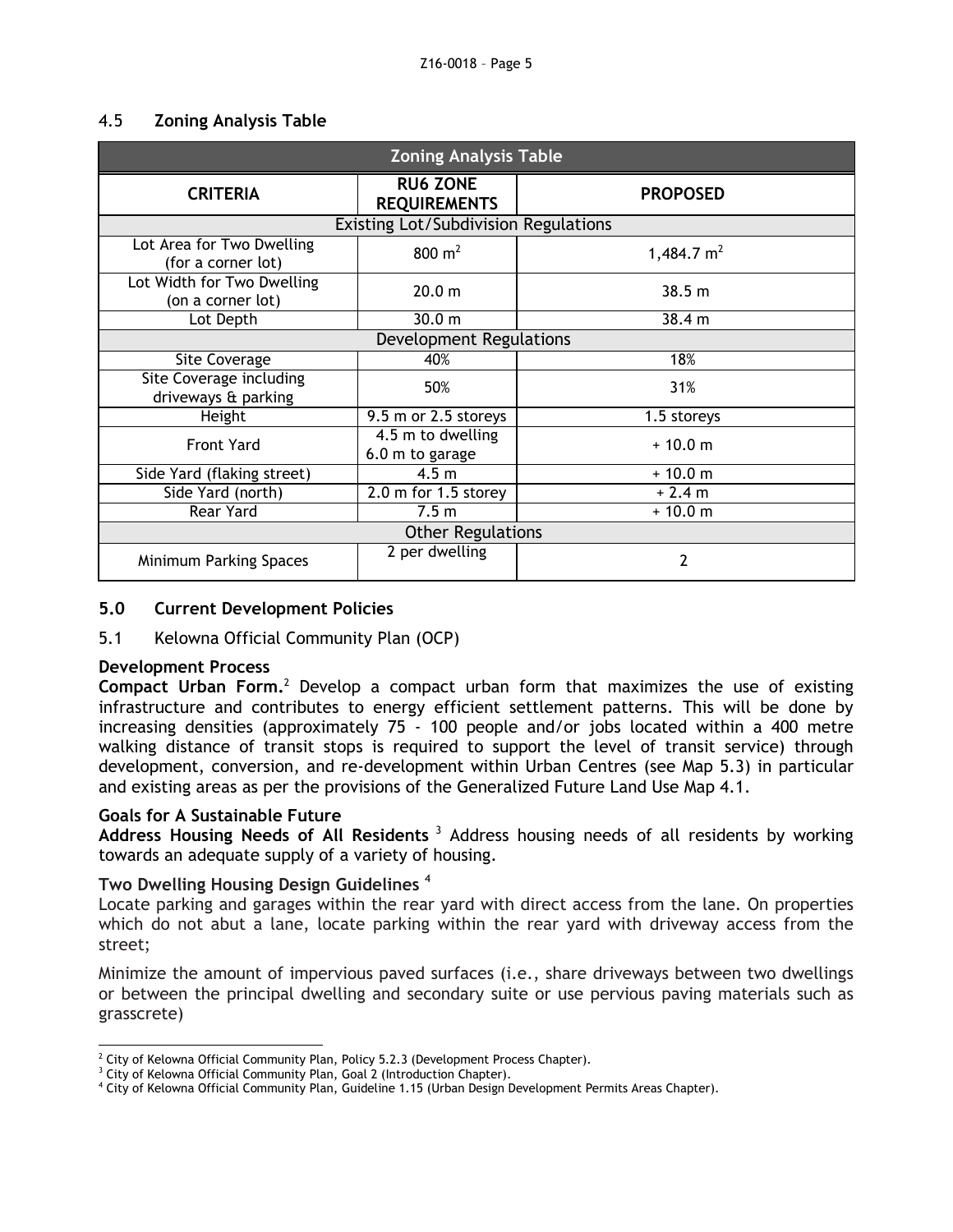## 4.5 Zoning Analysis Table

| Zoning Analysis Table | | |
|---|---|---|
| **CRITERIA** | **RU6 ZONE REQUIREMENTS** | **PROPOSED** |
| Existing Lot/Subdivision Regulations | | |
| Lot Area for Two Dwelling (for a corner lot) | 800 $m^2$ | 1,484.7 $m^2$ |
| Lot Width for Two Dwelling (on a corner lot) | 20.0 m | 38.5 m |
| Lot Depth | 30.0 m | 38.4 m |
| Development Regulations | | |
| Site Coverage | 40% | 18% |
| Site Coverage including driveways & parking | 50% | 31% |
| Height | 9.5 m or 2.5 storeys | 1.5 storeys |
| Front Yard | 4.5 m to dwelling 6.0 m to garage | + 10.0 m |
| Side Yard (flaking street) | 4.5 m | + 10.0 m |
| Side Yard (north) | 2.0 m for 1.5 storey | + 2.4 m |
| Rear Yard | 7.5 m | + 10.0 m |
| Other Regulations | | |
| Minimum Parking Spaces | 2 per dwelling | 2 |

## 5.0 Current Development Policies

### 5.1 Kelowna Official Community Plan (OCP)

**Development Process**

**Compact Urban Form.**[2] Develop a compact urban form that maximizes the use of existing infrastructure and contributes to energy efficient settlement patterns. This will be done by increasing densities (approximately 75 - 100 people and/or jobs located within a 400 metre walking distance of transit stops is required to support the level of transit service) through development, conversion, and re-development within Urban Centres (see Map 5.3) in particular and existing areas as per the provisions of the Generalized Future Land Use Map 4.1.

**Goals for A Sustainable Future**

**Address Housing Needs of All Residents**[3] Address housing needs of all residents by working towards an adequate supply of a variety of housing.

**Two Dwelling Housing Design Guidelines**[4]

Locate parking and garages within the rear yard with direct access from the lane. On properties which do not abut a lane, locate parking within the rear yard with driveway access from the street;

Minimize the amount of impervious paved surfaces (i.e., share driveways between two dwellings or between the principal dwelling and secondary suite or use pervious paving materials such as grasscrete)

---

[2] City of Kelowna Official Community Plan, Policy 5.2.3 (Development Process Chapter).

[3] City of Kelowna Official Community Plan, Goal 2 (Introduction Chapter).

[4] City of Kelowna Official Community Plan, Guideline 1.15 (Urban Design Development Permits Areas Chapter).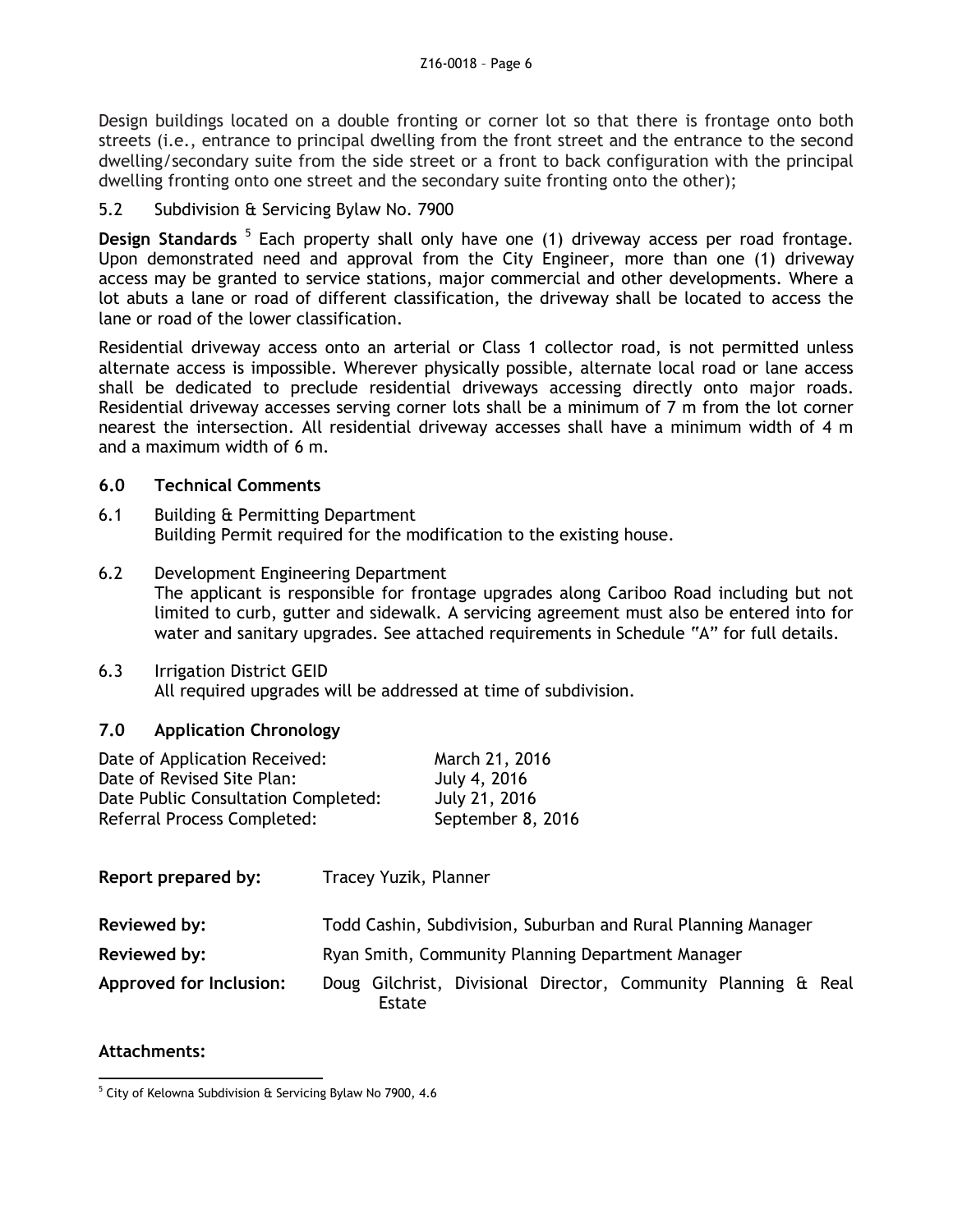Design buildings located on a double fronting or corner lot so that there is frontage onto both streets (i.e., entrance to principal dwelling from the front street and the entrance to the second dwelling/secondary suite from the side street or a front to back configuration with the principal dwelling fronting onto one street and the secondary suite fronting onto the other);

5.2 Subdivision & Servicing Bylaw No. 7900

**Design Standards** [5] Each property shall only have one (1) driveway access per road frontage. Upon demonstrated need and approval from the City Engineer, more than one (1) driveway access may be granted to service stations, major commercial and other developments. Where a lot abuts a lane or road of different classification, the driveway shall be located to access the lane or road of the lower classification.

Residential driveway access onto an arterial or Class 1 collector road, is not permitted unless alternate access is impossible. Wherever physically possible, alternate local road or lane access shall be dedicated to preclude residential driveways accessing directly onto major roads. Residential driveway accesses serving corner lots shall be a minimum of 7 m from the lot corner nearest the intersection. All residential driveway accesses shall have a minimum width of 4 m and a maximum width of 6 m.

## 6.0 Technical Comments

6.1 Building & Permitting Department
Building Permit required for the modification to the existing house.

6.2 Development Engineering Department
The applicant is responsible for frontage upgrades along Cariboo Road including but not limited to curb, gutter and sidewalk. A servicing agreement must also be entered into for water and sanitary upgrades. See attached requirements in Schedule "A" for full details.

6.3 Irrigation District GEID
All required upgrades will be addressed at time of subdivision.

## 7.0 Application Chronology

| | |
|---|---|
| Date of Application Received: | March 21, 2016 |
| Date of Revised Site Plan: | July 4, 2016 |
| Date Public Consultation Completed: | July 21, 2016 |
| Referral Process Completed: | September 8, 2016 |

| | |
|---|---|
| **Report prepared by:** | Tracey Yuzik, Planner |
| **Reviewed by:** | Todd Cashin, Subdivision, Suburban and Rural Planning Manager |
| **Reviewed by:** | Ryan Smith, Community Planning Department Manager |
| **Approved for Inclusion:** | Doug Gilchrist, Divisional Director, Community Planning & Real Estate |

**Attachments:**

[5] City of Kelowna Subdivision & Servicing Bylaw No 7900, 4.6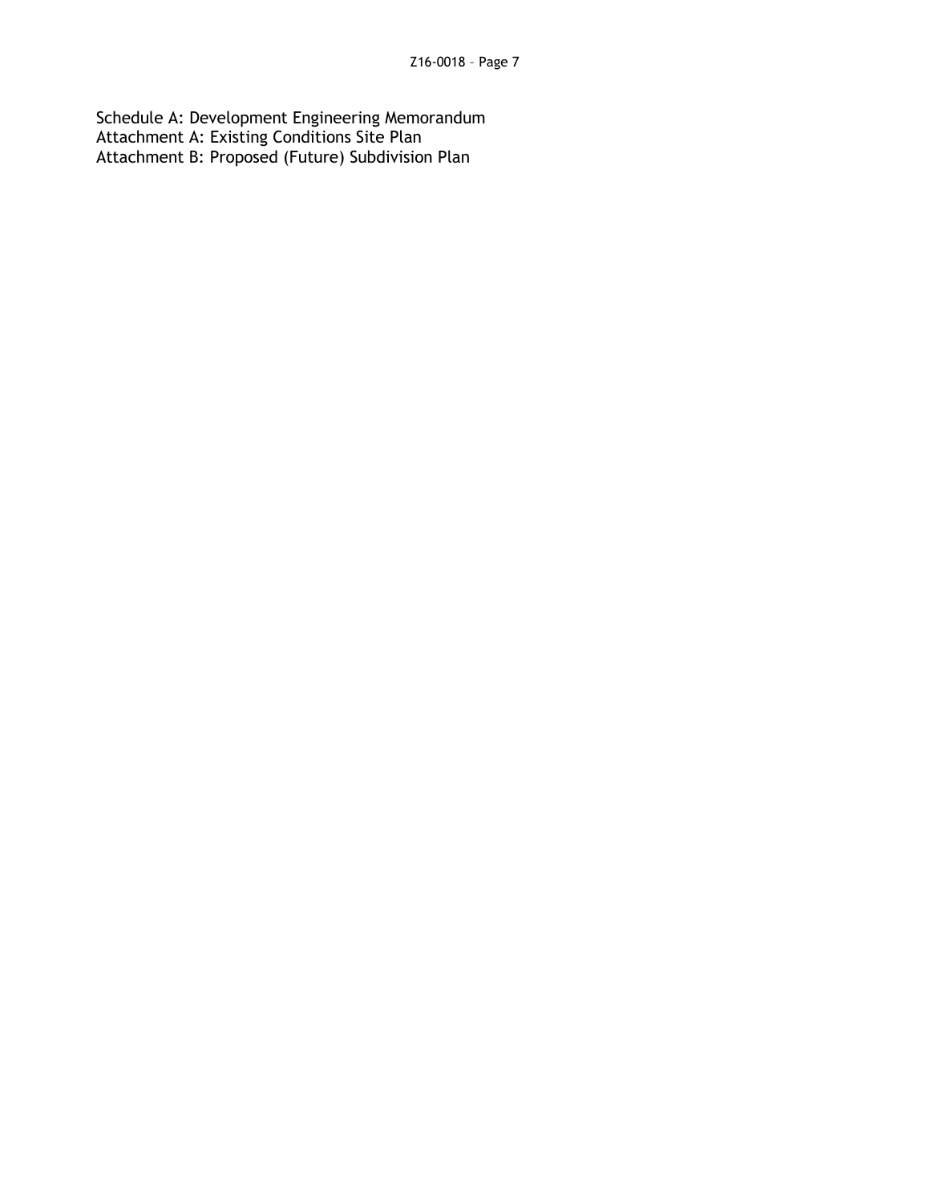Schedule A: Development Engineering Memorandum
Attachment A: Existing Conditions Site Plan
Attachment B: Proposed (Future) Subdivision Plan